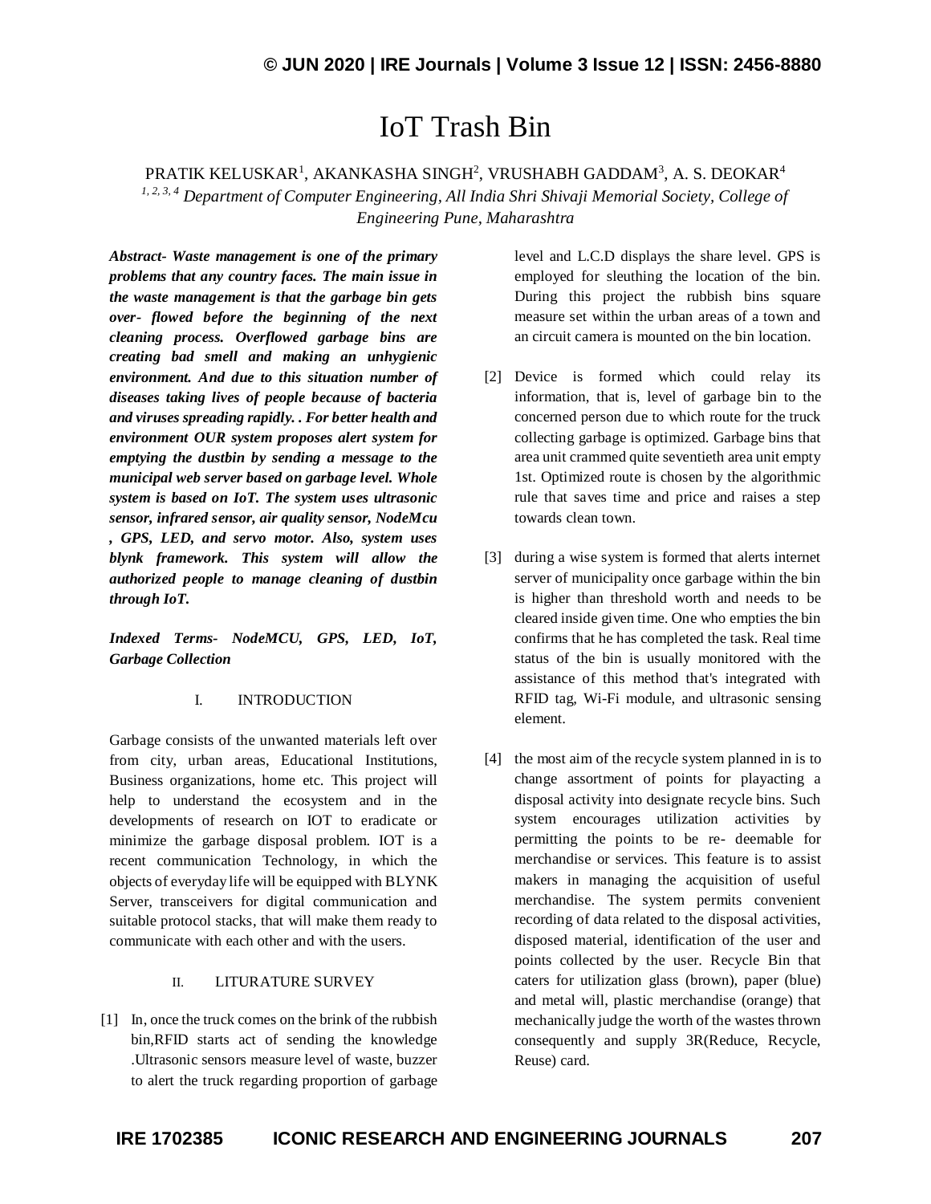// IoT Trash Bin

# IoT Trash Bin

PRATIK KELUSKAR[1], AKANKASHA SINGH[2], VRUSHABH GADDAM[3], A. S. DEOKAR[4]

*[1, 2, 3, 4] Department of Computer Engineering, All India Shri Shivaji Memorial Society, College of Engineering Pune, Maharashtra*

***Abstract- Waste management is one of the primary problems that any country faces. The main issue in the waste management is that the garbage bin gets over- flowed before the beginning of the next cleaning process. Overflowed garbage bins are creating bad smell and making an unhygienic environment. And due to this situation number of diseases taking lives of people because of bacteria and viruses spreading rapidly. . For better health and environment OUR system proposes alert system for emptying the dustbin by sending a message to the municipal web server based on garbage level. Whole system is based on IoT. The system uses ultrasonic sensor, infrared sensor, air quality sensor, NodeMcu , GPS, LED, and servo motor. Also, system uses blynk framework. This system will allow the authorized people to manage cleaning of dustbin through IoT.***

***Indexed Terms- NodeMCU, GPS, LED, IoT, Garbage Collection***

## I. INTRODUCTION

Garbage consists of the unwanted materials left over from city, urban areas, Educational Institutions, Business organizations, home etc. This project will help to understand the ecosystem and in the developments of research on IOT to eradicate or minimize the garbage disposal problem. IOT is a recent communication Technology, in which the objects of everyday life will be equipped with BLYNK Server, transceivers for digital communication and suitable protocol stacks, that will make them ready to communicate with each other and with the users.

## II. LITURATURE SURVEY

[1] In, once the truck comes on the brink of the rubbish bin,RFID starts act of sending the knowledge .Ultrasonic sensors measure level of waste, buzzer to alert the truck regarding proportion of garbage level and L.C.D displays the share level. GPS is employed for sleuthing the location of the bin. During this project the rubbish bins square measure set within the urban areas of a town and an circuit camera is mounted on the bin location.

[2] Device is formed which could relay its information, that is, level of garbage bin to the concerned person due to which route for the truck collecting garbage is optimized. Garbage bins that area unit crammed quite seventieth area unit empty 1st. Optimized route is chosen by the algorithmic rule that saves time and price and raises a step towards clean town.

[3] during a wise system is formed that alerts internet server of municipality once garbage within the bin is higher than threshold worth and needs to be cleared inside given time. One who empties the bin confirms that he has completed the task. Real time status of the bin is usually monitored with the assistance of this method that's integrated with RFID tag, Wi-Fi module, and ultrasonic sensing element.

[4] the most aim of the recycle system planned in is to change assortment of points for playacting a disposal activity into designate recycle bins. Such system encourages utilization activities by permitting the points to be re- deemable for merchandise or services. This feature is to assist makers in managing the acquisition of useful merchandise. The system permits convenient recording of data related to the disposal activities, disposed material, identification of the user and points collected by the user. Recycle Bin that caters for utilization glass (brown), paper (blue) and metal will, plastic merchandise (orange) that mechanically judge the worth of the wastes thrown consequently and supply 3R(Reduce, Recycle, Reuse) card.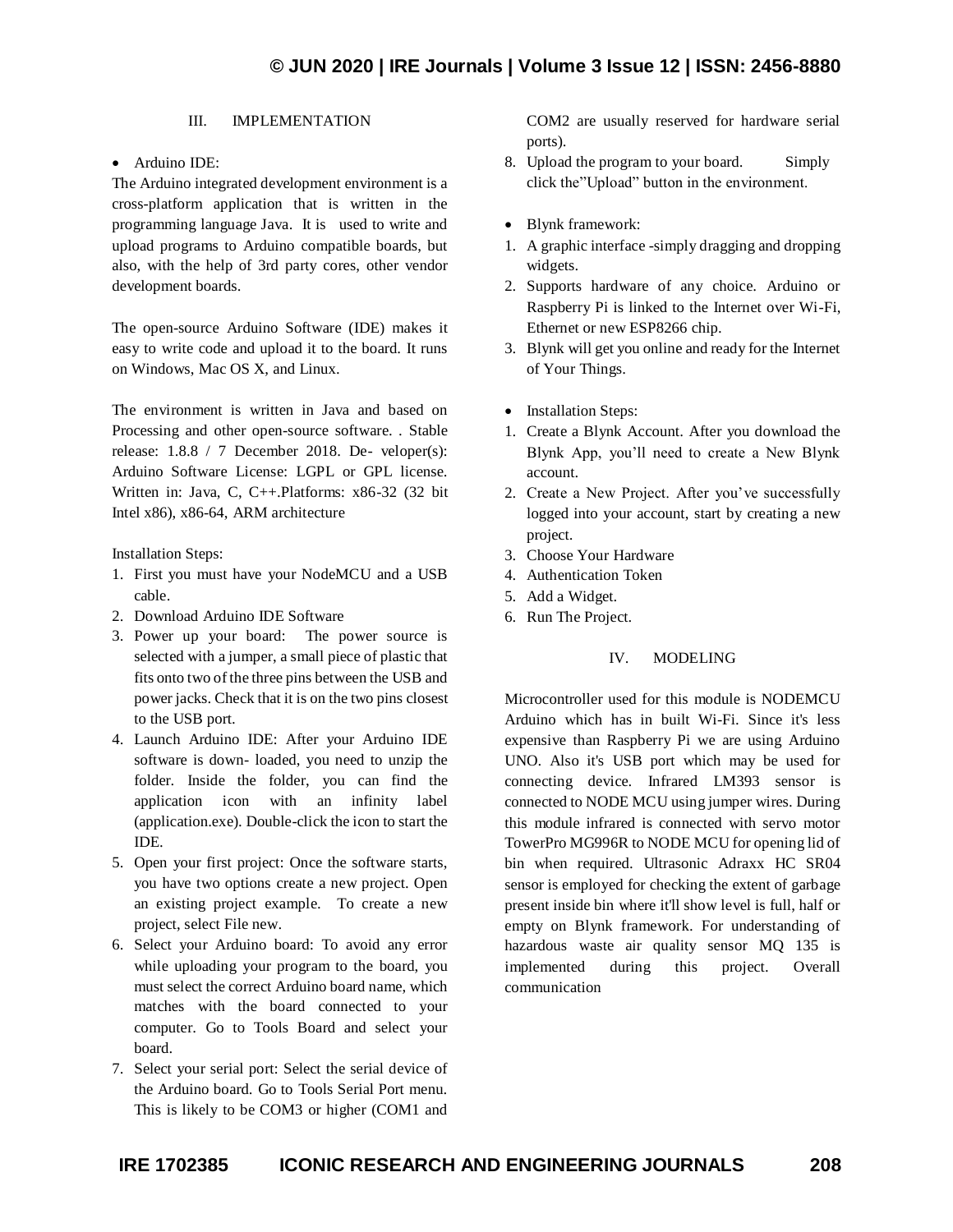## III. IMPLEMENTATION

- Arduino IDE:

The Arduino integrated development environment is a cross-platform application that is written in the programming language Java. It is used to write and upload programs to Arduino compatible boards, but also, with the help of 3rd party cores, other vendor development boards.

The open-source Arduino Software (IDE) makes it easy to write code and upload it to the board. It runs on Windows, Mac OS X, and Linux.

The environment is written in Java and based on Processing and other open-source software. . Stable release: 1.8.8 / 7 December 2018. De- veloper(s): Arduino Software License: LGPL or GPL license. Written in: Java, C, C++.Platforms: x86-32 (32 bit Intel x86), x86-64, ARM architecture

Installation Steps:

1. First you must have your NodeMCU and a USB cable.
2. Download Arduino IDE Software
3. Power up your board: The power source is selected with a jumper, a small piece of plastic that fits onto two of the three pins between the USB and power jacks. Check that it is on the two pins closest to the USB port.
4. Launch Arduino IDE: After your Arduino IDE software is down- loaded, you need to unzip the folder. Inside the folder, you can find the application icon with an infinity label (application.exe). Double-click the icon to start the IDE.
5. Open your first project: Once the software starts, you have two options create a new project. Open an existing project example. To create a new project, select File new.
6. Select your Arduino board: To avoid any error while uploading your program to the board, you must select the correct Arduino board name, which matches with the board connected to your computer. Go to Tools Board and select your board.
7. Select your serial port: Select the serial device of the Arduino board. Go to Tools Serial Port menu. This is likely to be COM3 or higher (COM1 and COM2 are usually reserved for hardware serial ports).
8. Upload the program to your board. Simply click the"Upload" button in the environment.

- Blynk framework:

1. A graphic interface -simply dragging and dropping widgets.
2. Supports hardware of any choice. Arduino or Raspberry Pi is linked to the Internet over Wi-Fi, Ethernet or new ESP8266 chip.
3. Blynk will get you online and ready for the Internet of Your Things.

- Installation Steps:

1. Create a Blynk Account. After you download the Blynk App, you'll need to create a New Blynk account.
2. Create a New Project. After you've successfully logged into your account, start by creating a new project.
3. Choose Your Hardware
4. Authentication Token
5. Add a Widget.
6. Run The Project.

## IV. MODELING

Microcontroller used for this module is NODEMCU Arduino which has in built Wi-Fi. Since it's less expensive than Raspberry Pi we are using Arduino UNO. Also it's USB port which may be used for connecting device. Infrared LM393 sensor is connected to NODE MCU using jumper wires. During this module infrared is connected with servo motor TowerPro MG996R to NODE MCU for opening lid of bin when required. Ultrasonic Adraxx HC SR04 sensor is employed for checking the extent of garbage present inside bin where it'll show level is full, half or empty on Blynk framework. For understanding of hazardous waste air quality sensor MQ 135 is implemented during this project. Overall communication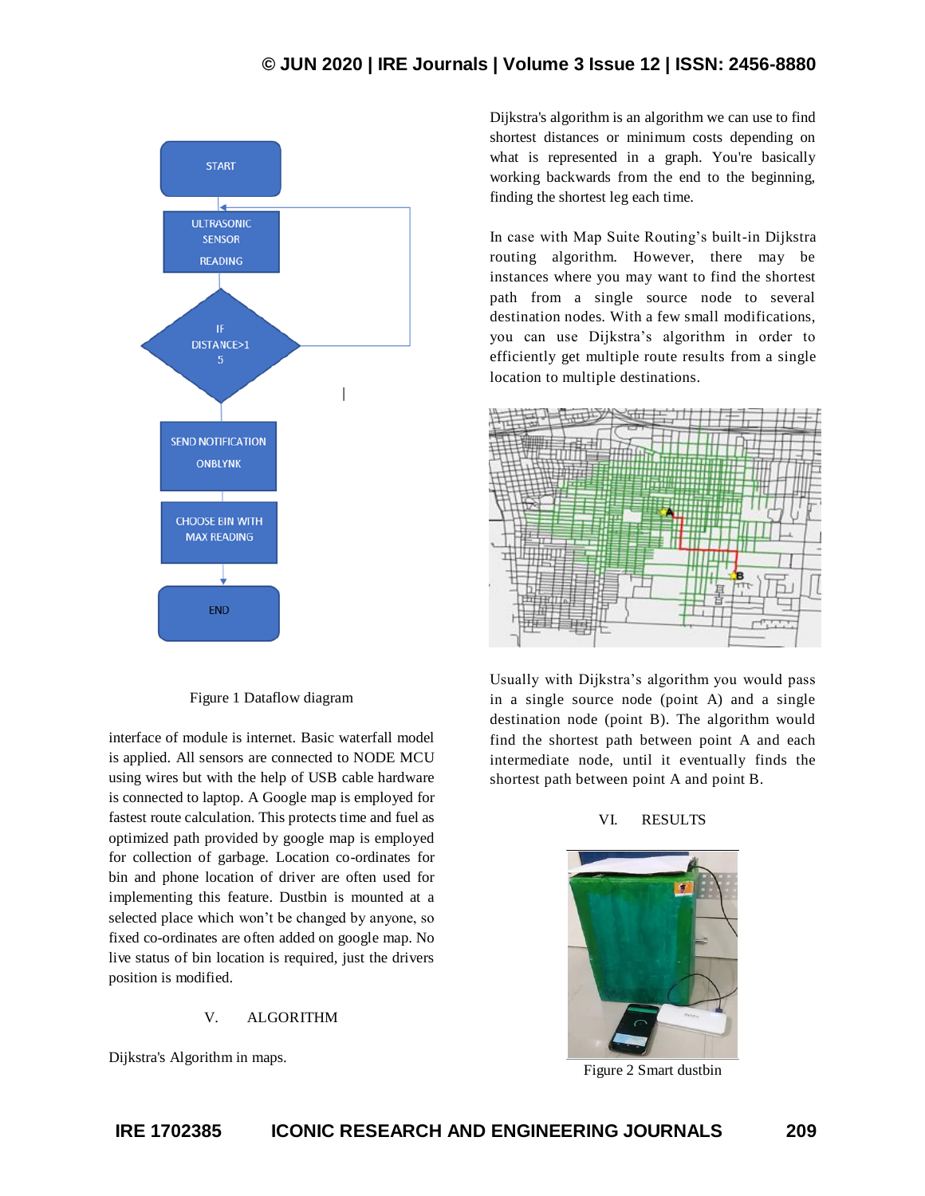Figure 1 Dataflow diagram

interface of module is internet. Basic waterfall model is applied. All sensors are connected to NODE MCU using wires but with the help of USB cable hardware is connected to laptop. A Google map is employed for fastest route calculation. This protects time and fuel as optimized path provided by google map is employed for collection of garbage. Location co-ordinates for bin and phone location of driver are often used for implementing this feature. Dustbin is mounted at a selected place which won't be changed by anyone, so fixed co-ordinates are often added on google map. No live status of bin location is required, just the drivers position is modified.

## V. ALGORITHM

Dijkstra's Algorithm in maps.

Dijkstra's algorithm is an algorithm we can use to find shortest distances or minimum costs depending on what is represented in a graph. You're basically working backwards from the end to the beginning, finding the shortest leg each time.

In case with Map Suite Routing's built-in Dijkstra routing algorithm. However, there may be instances where you may want to find the shortest path from a single source node to several destination nodes. With a few small modifications, you can use Dijkstra's algorithm in order to efficiently get multiple route results from a single location to multiple destinations.

Usually with Dijkstra's algorithm you would pass in a single source node (point A) and a single destination node (point B). The algorithm would find the shortest path between point A and each intermediate node, until it eventually finds the shortest path between point A and point B.

## VI. RESULTS

Figure 2 Smart dustbin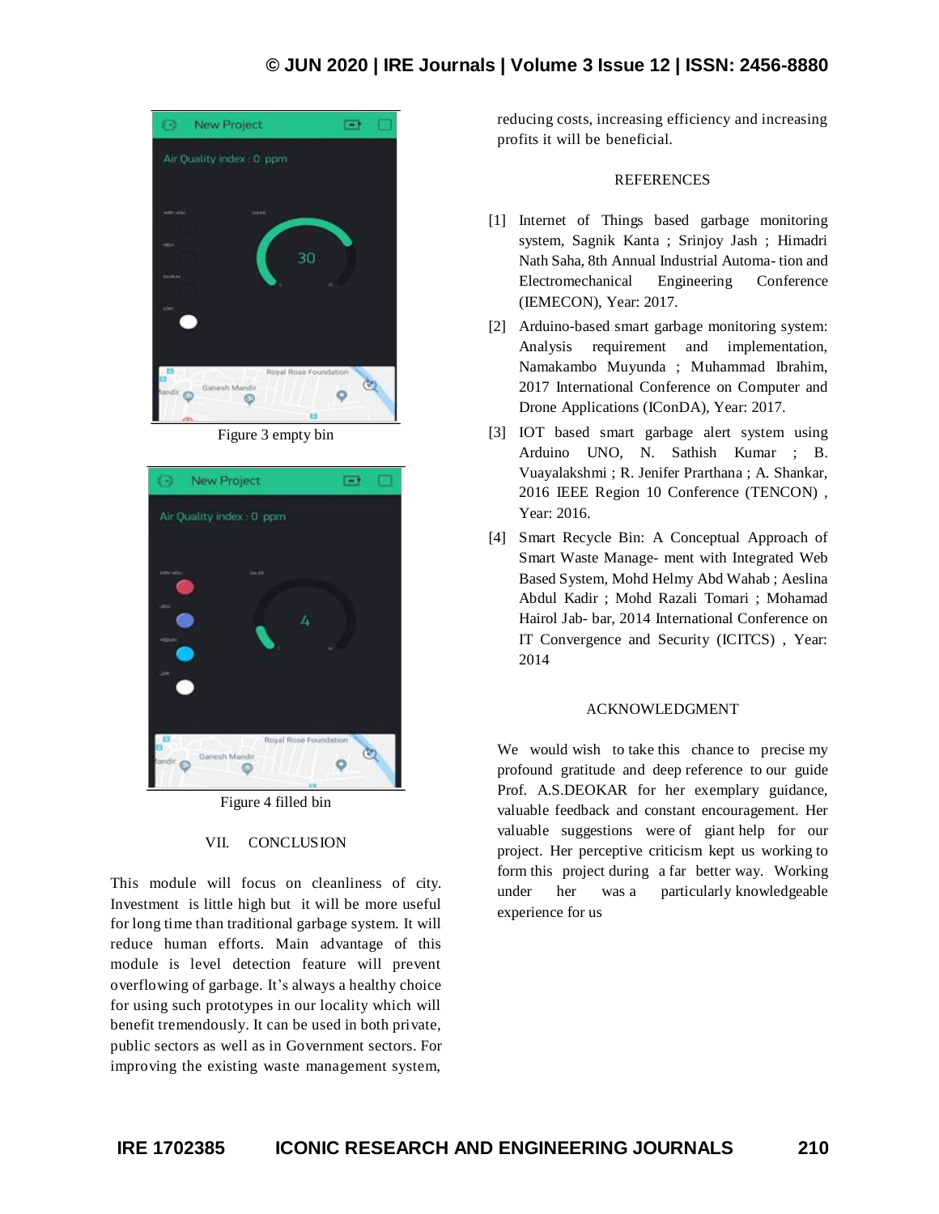Figure 3 empty bin

Figure 4 filled bin

## VII. CONCLUSION

This module will focus on cleanliness of city. Investment is little high but it will be more useful for long time than traditional garbage system. It will reduce human efforts. Main advantage of this module is level detection feature will prevent overflowing of garbage. It's always a healthy choice for using such prototypes in our locality which will benefit tremendously. It can be used in both private, public sectors as well as in Government sectors. For improving the existing waste management system, reducing costs, increasing efficiency and increasing profits it will be beneficial.

## REFERENCES

[1] Internet of Things based garbage monitoring system, Sagnik Kanta ; Srinjoy Jash ; Himadri Nath Saha, 8th Annual Industrial Automa- tion and Electromechanical Engineering Conference (IEMECON), Year: 2017.

[2] Arduino-based smart garbage monitoring system: Analysis requirement and implementation, Namakambo Muyunda ; Muhammad Ibrahim, 2017 International Conference on Computer and Drone Applications (IConDA), Year: 2017.

[3] IOT based smart garbage alert system using Arduino UNO, N. Sathish Kumar ; B. Vuayalakshmi ; R. Jenifer Prarthana ; A. Shankar, 2016 IEEE Region 10 Conference (TENCON) , Year: 2016.

[4] Smart Recycle Bin: A Conceptual Approach of Smart Waste Manage- ment with Integrated Web Based System, Mohd Helmy Abd Wahab ; Aeslina Abdul Kadir ; Mohd Razali Tomari ; Mohamad Hairol Jab- bar, 2014 International Conference on IT Convergence and Security (ICITCS) , Year: 2014

## ACKNOWLEDGMENT

We would wish to take this chance to precise my profound gratitude and deep reference to our guide Prof. A.S.DEOKAR for her exemplary guidance, valuable feedback and constant encouragement. Her valuable suggestions were of giant help for our project. Her perceptive criticism kept us working to form this project during a far better way. Working under her was a particularly knowledgeable experience for us